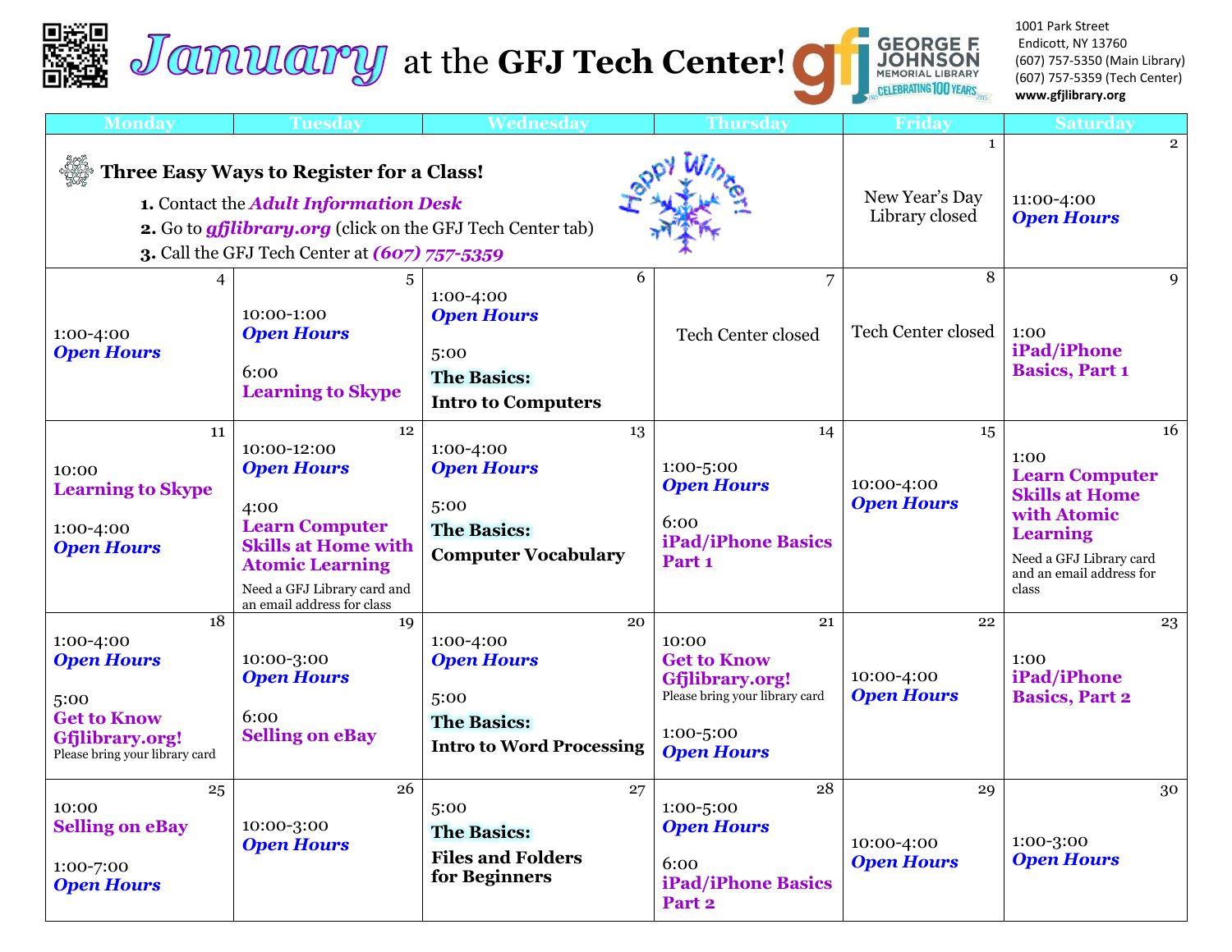# January at the GFJ Tech Center!

**GEORGE F. JOHNSON MEMORIAL LIBRARY** — CELEBRATING 100 YEARS

1001 Park Street
Endicott, NY 13760
(607) 757-5350 (Main Library)
(607) 757-5359 (Tech Center)
**www.gfjlibrary.org**

| Monday | Tuesday | Wednesday | Thursday | Friday | Saturday |
|---|---|---|---|---|---|
| **Three Easy Ways to Register for a Class!** 1. Contact the ***Adult Information Desk*** 2. Go to ***gfjlibrary.org*** (click on the GFJ Tech Center tab) 3. Call the GFJ Tech Center at ***(607) 757-5359*** | | | Happy Winter! | 1<br>New Year's Day Library closed | 2<br>11:00-4:00 ***Open Hours*** |
| 4<br>1:00-4:00 ***Open Hours*** | 5<br>10:00-1:00 ***Open Hours***<br>6:00 **Learning to Skype** | 6<br>1:00-4:00 ***Open Hours***<br>5:00 **The Basics: Intro to Computers** | 7<br>Tech Center closed | 8<br>Tech Center closed | 9<br>1:00 **iPad/iPhone Basics, Part 1** |
| 11<br>10:00 **Learning to Skype**<br>1:00-4:00 ***Open Hours*** | 12<br>10:00-12:00 ***Open Hours***<br>4:00 **Learn Computer Skills at Home with Atomic Learning**<br>Need a GFJ Library card and an email address for class | 13<br>1:00-4:00 ***Open Hours***<br>5:00 **The Basics: Computer Vocabulary** | 14<br>1:00-5:00 ***Open Hours***<br>6:00 **iPad/iPhone Basics Part 1** | 15<br>10:00-4:00 ***Open Hours*** | 16<br>1:00 **Learn Computer Skills at Home with Atomic Learning**<br>Need a GFJ Library card and an email address for class |
| 18<br>1:00-4:00 ***Open Hours***<br>5:00 **Get to Know Gfjlibrary.org!**<br>Please bring your library card | 19<br>10:00-3:00 ***Open Hours***<br>6:00 **Selling on eBay** | 20<br>1:00-4:00 ***Open Hours***<br>5:00 **The Basics: Intro to Word Processing** | 21<br>10:00 **Get to Know Gfjlibrary.org!**<br>Please bring your library card<br>1:00-5:00 ***Open Hours*** | 22<br>10:00-4:00 ***Open Hours*** | 23<br>1:00 **iPad/iPhone Basics, Part 2** |
| 25<br>10:00 **Selling on eBay**<br>1:00-7:00 ***Open Hours*** | 26<br>10:00-3:00 ***Open Hours*** | 27<br>5:00 **The Basics: Files and Folders for Beginners** | 28<br>1:00-5:00 ***Open Hours***<br>6:00 **iPad/iPhone Basics Part 2** | 29<br>10:00-4:00 ***Open Hours*** | 30<br>1:00-3:00 ***Open Hours*** |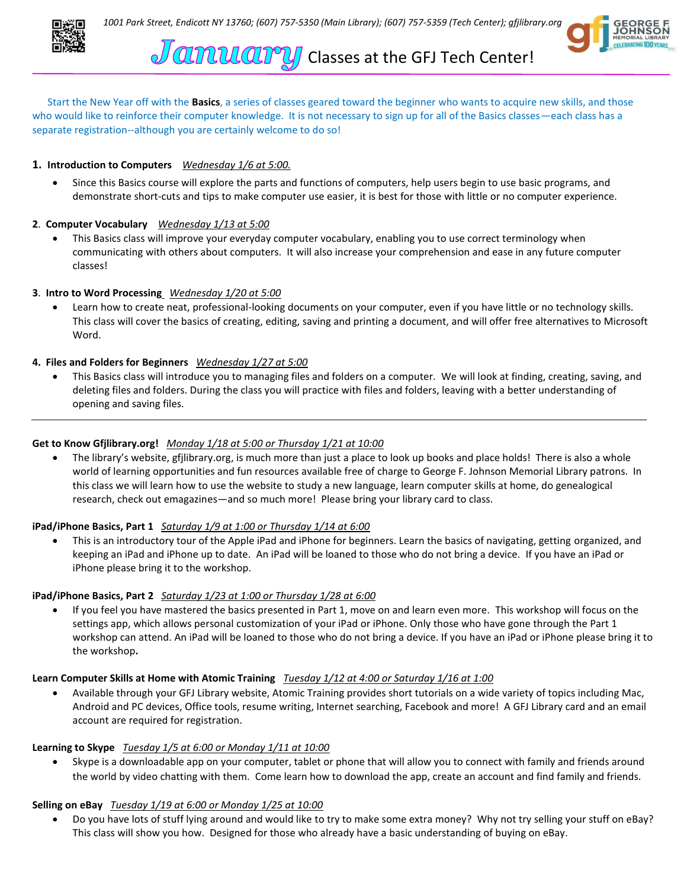1001 Park Street, Endicott NY 13760; (607) 757-5350 (Main Library); (607) 757-5359 (Tech Center); gfjlibrary.org

# *January* Classes at the GFJ Tech Center!

Start the New Year off with the **Basics**, a series of classes geared toward the beginner who wants to acquire new skills, and those who would like to reinforce their computer knowledge. It is not necessary to sign up for all of the Basics classes—each class has a separate registration--although you are certainly welcome to do so!

**1. Introduction to Computers** *Wednesday 1/6 at 5:00.*

- Since this Basics course will explore the parts and functions of computers, help users begin to use basic programs, and demonstrate short-cuts and tips to make computer use easier, it is best for those with little or no computer experience.

**2. Computer Vocabulary** *Wednesday 1/13 at 5:00*

- This Basics class will improve your everyday computer vocabulary, enabling you to use correct terminology when communicating with others about computers. It will also increase your comprehension and ease in any future computer classes!

**3. Intro to Word Processing** *Wednesday 1/20 at 5:00*

- Learn how to create neat, professional-looking documents on your computer, even if you have little or no technology skills. This class will cover the basics of creating, editing, saving and printing a document, and will offer free alternatives to Microsoft Word.

**4. Files and Folders for Beginners** *Wednesday 1/27 at 5:00*

- This Basics class will introduce you to managing files and folders on a computer. We will look at finding, creating, saving, and deleting files and folders. During the class you will practice with files and folders, leaving with a better understanding of opening and saving files.

---

**Get to Know Gfjlibrary.org!** *Monday 1/18 at 5:00 or Thursday 1/21 at 10:00*

- The library's website, gfjlibrary.org, is much more than just a place to look up books and place holds! There is also a whole world of learning opportunities and fun resources available free of charge to George F. Johnson Memorial Library patrons. In this class we will learn how to use the website to study a new language, learn computer skills at home, do genealogical research, check out emagazines—and so much more! Please bring your library card to class.

**iPad/iPhone Basics, Part 1** *Saturday 1/9 at 1:00 or Thursday 1/14 at 6:00*

- This is an introductory tour of the Apple iPad and iPhone for beginners. Learn the basics of navigating, getting organized, and keeping an iPad and iPhone up to date. An iPad will be loaned to those who do not bring a device. If you have an iPad or iPhone please bring it to the workshop.

**iPad/iPhone Basics, Part 2** *Saturday 1/23 at 1:00 or Thursday 1/28 at 6:00*

- If you feel you have mastered the basics presented in Part 1, move on and learn even more. This workshop will focus on the settings app, which allows personal customization of your iPad or iPhone. Only those who have gone through the Part 1 workshop can attend. An iPad will be loaned to those who do not bring a device. If you have an iPad or iPhone please bring it to the workshop.

**Learn Computer Skills at Home with Atomic Training** *Tuesday 1/12 at 4:00 or Saturday 1/16 at 1:00*

- Available through your GFJ Library website, Atomic Training provides short tutorials on a wide variety of topics including Mac, Android and PC devices, Office tools, resume writing, Internet searching, Facebook and more! A GFJ Library card and an email account are required for registration.

**Learning to Skype** *Tuesday 1/5 at 6:00 or Monday 1/11 at 10:00*

- Skype is a downloadable app on your computer, tablet or phone that will allow you to connect with family and friends around the world by video chatting with them. Come learn how to download the app, create an account and find family and friends.

**Selling on eBay** *Tuesday 1/19 at 6:00 or Monday 1/25 at 10:00*

- Do you have lots of stuff lying around and would like to try to make some extra money? Why not try selling your stuff on eBay? This class will show you how. Designed for those who already have a basic understanding of buying on eBay.